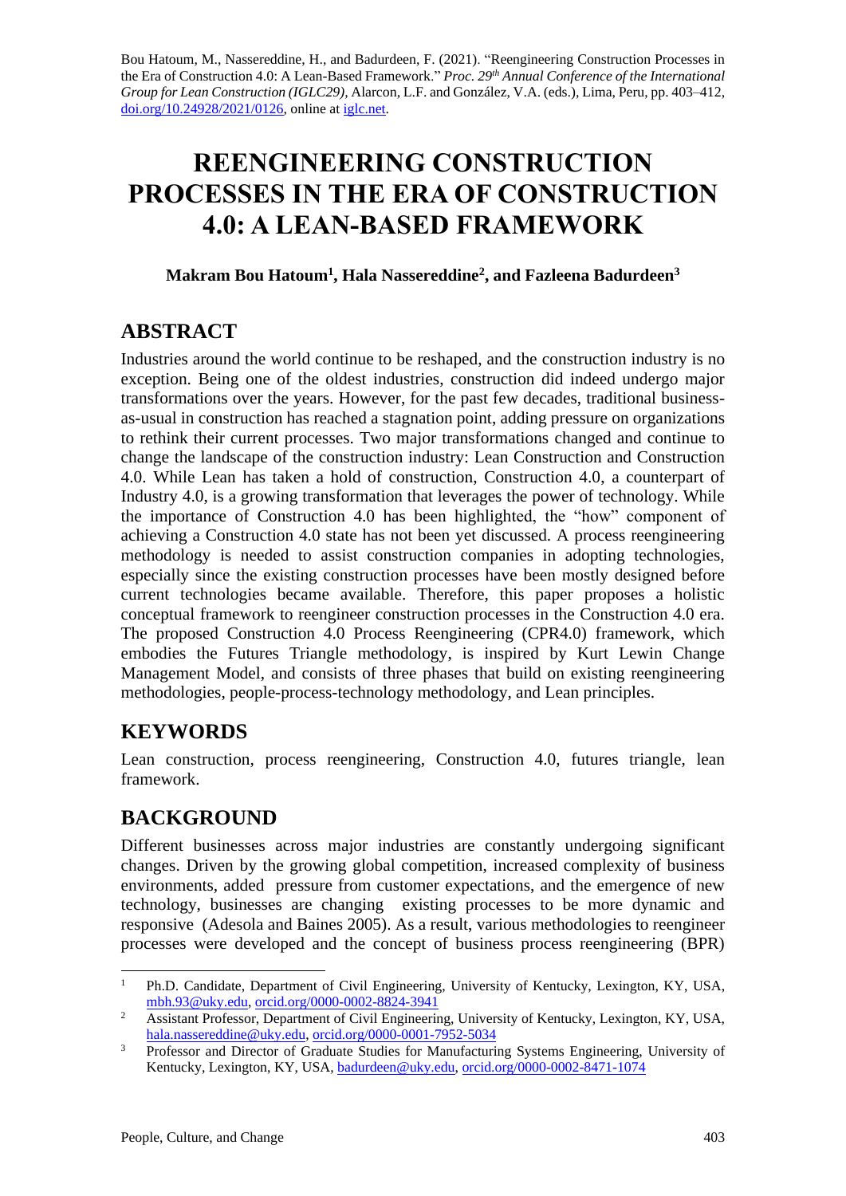Bou Hatoum, M., Nassereddine, H., and Badurdeen, F. (2021). "Reengineering Construction Processes in the Era of Construction 4.0: A Lean-Based Framework." *Proc. 29th Annual Conference of the International Group for Lean Construction (IGLC29),* Alarcon, L.F. and González, V.A. (eds.), Lima, Peru, pp. 403–412, doi.org/10.24928/2021/0126, online at iglc.net.

# REENGINEERING CONSTRUCTION PROCESSES IN THE ERA OF CONSTRUCTION 4.0: A LEAN-BASED FRAMEWORK

**Makram Bou Hatoum[1], Hala Nassereddine[2], and Fazleena Badurdeen[3]**

## ABSTRACT

Industries around the world continue to be reshaped, and the construction industry is no exception. Being one of the oldest industries, construction did indeed undergo major transformations over the years. However, for the past few decades, traditional business-as-usual in construction has reached a stagnation point, adding pressure on organizations to rethink their current processes. Two major transformations changed and continue to change the landscape of the construction industry: Lean Construction and Construction 4.0. While Lean has taken a hold of construction, Construction 4.0, a counterpart of Industry 4.0, is a growing transformation that leverages the power of technology. While the importance of Construction 4.0 has been highlighted, the "how" component of achieving a Construction 4.0 state has not been yet discussed. A process reengineering methodology is needed to assist construction companies in adopting technologies, especially since the existing construction processes have been mostly designed before current technologies became available. Therefore, this paper proposes a holistic conceptual framework to reengineer construction processes in the Construction 4.0 era. The proposed Construction 4.0 Process Reengineering (CPR4.0) framework, which embodies the Futures Triangle methodology, is inspired by Kurt Lewin Change Management Model, and consists of three phases that build on existing reengineering methodologies, people-process-technology methodology, and Lean principles.

## KEYWORDS

Lean construction, process reengineering, Construction 4.0, futures triangle, lean framework.

## BACKGROUND

Different businesses across major industries are constantly undergoing significant changes. Driven by the growing global competition, increased complexity of business environments, added pressure from customer expectations, and the emergence of new technology, businesses are changing existing processes to be more dynamic and responsive (Adesola and Baines 2005). As a result, various methodologies to reengineer processes were developed and the concept of business process reengineering (BPR)

---

[1] Ph.D. Candidate, Department of Civil Engineering, University of Kentucky, Lexington, KY, USA, mbh.93@uky.edu, orcid.org/0000-0002-8824-3941

[2] Assistant Professor, Department of Civil Engineering, University of Kentucky, Lexington, KY, USA, hala.nassereddine@uky.edu, orcid.org/0000-0001-7952-5034

[3] Professor and Director of Graduate Studies for Manufacturing Systems Engineering, University of Kentucky, Lexington, KY, USA, badurdeen@uky.edu, orcid.org/0000-0002-8471-1074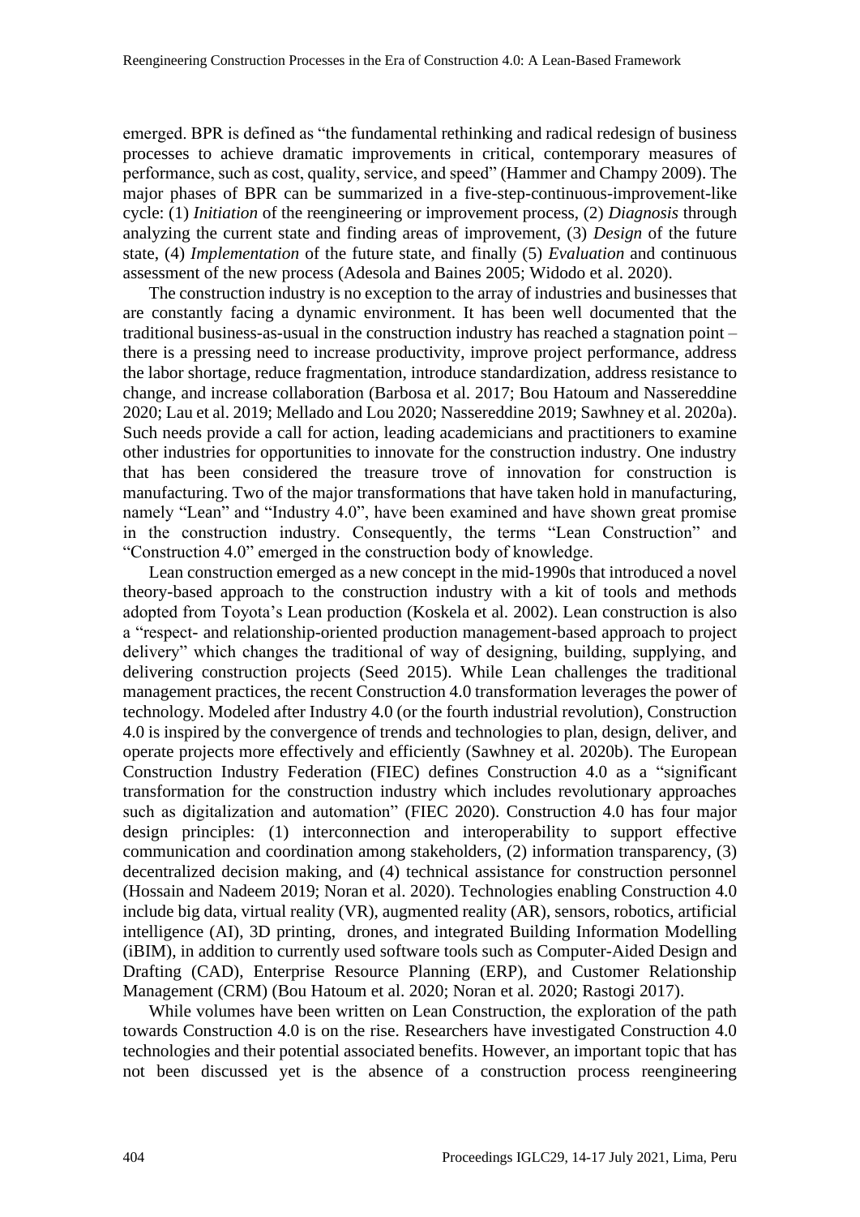emerged. BPR is defined as "the fundamental rethinking and radical redesign of business processes to achieve dramatic improvements in critical, contemporary measures of performance, such as cost, quality, service, and speed" (Hammer and Champy 2009). The major phases of BPR can be summarized in a five-step-continuous-improvement-like cycle: (1) *Initiation* of the reengineering or improvement process, (2) *Diagnosis* through analyzing the current state and finding areas of improvement, (3) *Design* of the future state, (4) *Implementation* of the future state, and finally (5) *Evaluation* and continuous assessment of the new process (Adesola and Baines 2005; Widodo et al. 2020).

The construction industry is no exception to the array of industries and businesses that are constantly facing a dynamic environment. It has been well documented that the traditional business-as-usual in the construction industry has reached a stagnation point – there is a pressing need to increase productivity, improve project performance, address the labor shortage, reduce fragmentation, introduce standardization, address resistance to change, and increase collaboration (Barbosa et al. 2017; Bou Hatoum and Nassereddine 2020; Lau et al. 2019; Mellado and Lou 2020; Nassereddine 2019; Sawhney et al. 2020a). Such needs provide a call for action, leading academicians and practitioners to examine other industries for opportunities to innovate for the construction industry. One industry that has been considered the treasure trove of innovation for construction is manufacturing. Two of the major transformations that have taken hold in manufacturing, namely "Lean" and "Industry 4.0", have been examined and have shown great promise in the construction industry. Consequently, the terms "Lean Construction" and "Construction 4.0" emerged in the construction body of knowledge.

Lean construction emerged as a new concept in the mid-1990s that introduced a novel theory-based approach to the construction industry with a kit of tools and methods adopted from Toyota's Lean production (Koskela et al. 2002). Lean construction is also a "respect- and relationship-oriented production management-based approach to project delivery" which changes the traditional of way of designing, building, supplying, and delivering construction projects (Seed 2015). While Lean challenges the traditional management practices, the recent Construction 4.0 transformation leverages the power of technology. Modeled after Industry 4.0 (or the fourth industrial revolution), Construction 4.0 is inspired by the convergence of trends and technologies to plan, design, deliver, and operate projects more effectively and efficiently (Sawhney et al. 2020b). The European Construction Industry Federation (FIEC) defines Construction 4.0 as a "significant transformation for the construction industry which includes revolutionary approaches such as digitalization and automation" (FIEC 2020). Construction 4.0 has four major design principles: (1) interconnection and interoperability to support effective communication and coordination among stakeholders, (2) information transparency, (3) decentralized decision making, and (4) technical assistance for construction personnel (Hossain and Nadeem 2019; Noran et al. 2020). Technologies enabling Construction 4.0 include big data, virtual reality (VR), augmented reality (AR), sensors, robotics, artificial intelligence (AI), 3D printing, drones, and integrated Building Information Modelling (iBIM), in addition to currently used software tools such as Computer-Aided Design and Drafting (CAD), Enterprise Resource Planning (ERP), and Customer Relationship Management (CRM) (Bou Hatoum et al. 2020; Noran et al. 2020; Rastogi 2017).

While volumes have been written on Lean Construction, the exploration of the path towards Construction 4.0 is on the rise. Researchers have investigated Construction 4.0 technologies and their potential associated benefits. However, an important topic that has not been discussed yet is the absence of a construction process reengineering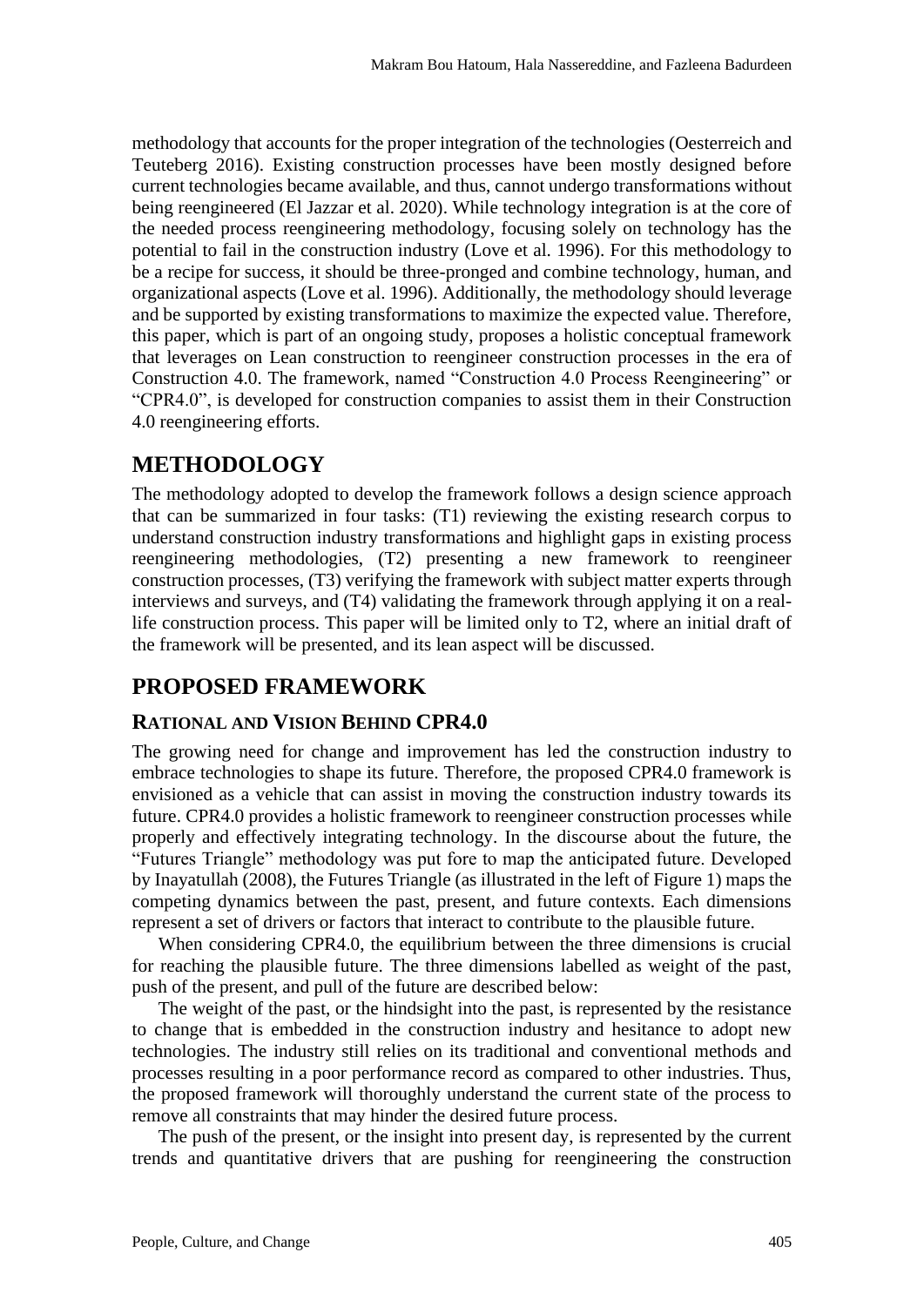methodology that accounts for the proper integration of the technologies (Oesterreich and Teuteberg 2016). Existing construction processes have been mostly designed before current technologies became available, and thus, cannot undergo transformations without being reengineered (El Jazzar et al. 2020). While technology integration is at the core of the needed process reengineering methodology, focusing solely on technology has the potential to fail in the construction industry (Love et al. 1996). For this methodology to be a recipe for success, it should be three-pronged and combine technology, human, and organizational aspects (Love et al. 1996). Additionally, the methodology should leverage and be supported by existing transformations to maximize the expected value. Therefore, this paper, which is part of an ongoing study, proposes a holistic conceptual framework that leverages on Lean construction to reengineer construction processes in the era of Construction 4.0. The framework, named "Construction 4.0 Process Reengineering" or "CPR4.0", is developed for construction companies to assist them in their Construction 4.0 reengineering efforts.

## METHODOLOGY

The methodology adopted to develop the framework follows a design science approach that can be summarized in four tasks: (T1) reviewing the existing research corpus to understand construction industry transformations and highlight gaps in existing process reengineering methodologies, (T2) presenting a new framework to reengineer construction processes, (T3) verifying the framework with subject matter experts through interviews and surveys, and (T4) validating the framework through applying it on a real-life construction process. This paper will be limited only to T2, where an initial draft of the framework will be presented, and its lean aspect will be discussed.

## PROPOSED FRAMEWORK

### RATIONAL AND VISION BEHIND CPR4.0

The growing need for change and improvement has led the construction industry to embrace technologies to shape its future. Therefore, the proposed CPR4.0 framework is envisioned as a vehicle that can assist in moving the construction industry towards its future. CPR4.0 provides a holistic framework to reengineer construction processes while properly and effectively integrating technology. In the discourse about the future, the "Futures Triangle" methodology was put fore to map the anticipated future. Developed by Inayatullah (2008), the Futures Triangle (as illustrated in the left of Figure 1) maps the competing dynamics between the past, present, and future contexts. Each dimensions represent a set of drivers or factors that interact to contribute to the plausible future.

When considering CPR4.0, the equilibrium between the three dimensions is crucial for reaching the plausible future. The three dimensions labelled as weight of the past, push of the present, and pull of the future are described below:

The weight of the past, or the hindsight into the past, is represented by the resistance to change that is embedded in the construction industry and hesitance to adopt new technologies. The industry still relies on its traditional and conventional methods and processes resulting in a poor performance record as compared to other industries. Thus, the proposed framework will thoroughly understand the current state of the process to remove all constraints that may hinder the desired future process.

The push of the present, or the insight into present day, is represented by the current trends and quantitative drivers that are pushing for reengineering the construction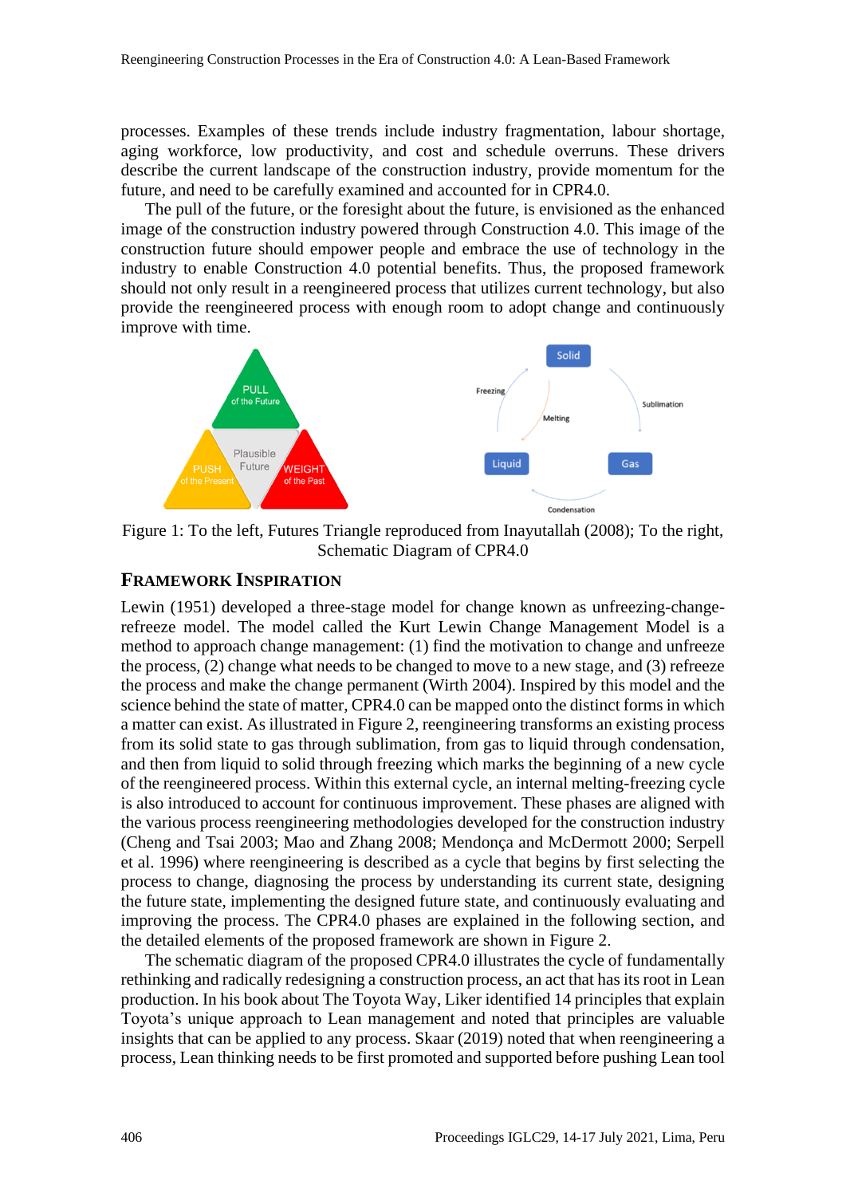processes. Examples of these trends include industry fragmentation, labour shortage, aging workforce, low productivity, and cost and schedule overruns. These drivers describe the current landscape of the construction industry, provide momentum for the future, and need to be carefully examined and accounted for in CPR4.0.

The pull of the future, or the foresight about the future, is envisioned as the enhanced image of the construction industry powered through Construction 4.0. This image of the construction future should empower people and embrace the use of technology in the industry to enable Construction 4.0 potential benefits. Thus, the proposed framework should not only result in a reengineered process that utilizes current technology, but also provide the reengineered process with enough room to adopt change and continuously improve with time.

Figure 1: To the left, Futures Triangle reproduced from Inayutallah (2008); To the right, Schematic Diagram of CPR4.0

## FRAMEWORK INSPIRATION

Lewin (1951) developed a three-stage model for change known as unfreezing-change-refreeze model. The model called the Kurt Lewin Change Management Model is a method to approach change management: (1) find the motivation to change and unfreeze the process, (2) change what needs to be changed to move to a new stage, and (3) refreeze the process and make the change permanent (Wirth 2004). Inspired by this model and the science behind the state of matter, CPR4.0 can be mapped onto the distinct forms in which a matter can exist. As illustrated in Figure 2, reengineering transforms an existing process from its solid state to gas through sublimation, from gas to liquid through condensation, and then from liquid to solid through freezing which marks the beginning of a new cycle of the reengineered process. Within this external cycle, an internal melting-freezing cycle is also introduced to account for continuous improvement. These phases are aligned with the various process reengineering methodologies developed for the construction industry (Cheng and Tsai 2003; Mao and Zhang 2008; Mendonça and McDermott 2000; Serpell et al. 1996) where reengineering is described as a cycle that begins by first selecting the process to change, diagnosing the process by understanding its current state, designing the future state, implementing the designed future state, and continuously evaluating and improving the process. The CPR4.0 phases are explained in the following section, and the detailed elements of the proposed framework are shown in Figure 2.

The schematic diagram of the proposed CPR4.0 illustrates the cycle of fundamentally rethinking and radically redesigning a construction process, an act that has its root in Lean production. In his book about The Toyota Way, Liker identified 14 principles that explain Toyota's unique approach to Lean management and noted that principles are valuable insights that can be applied to any process. Skaar (2019) noted that when reengineering a process, Lean thinking needs to be first promoted and supported before pushing Lean tool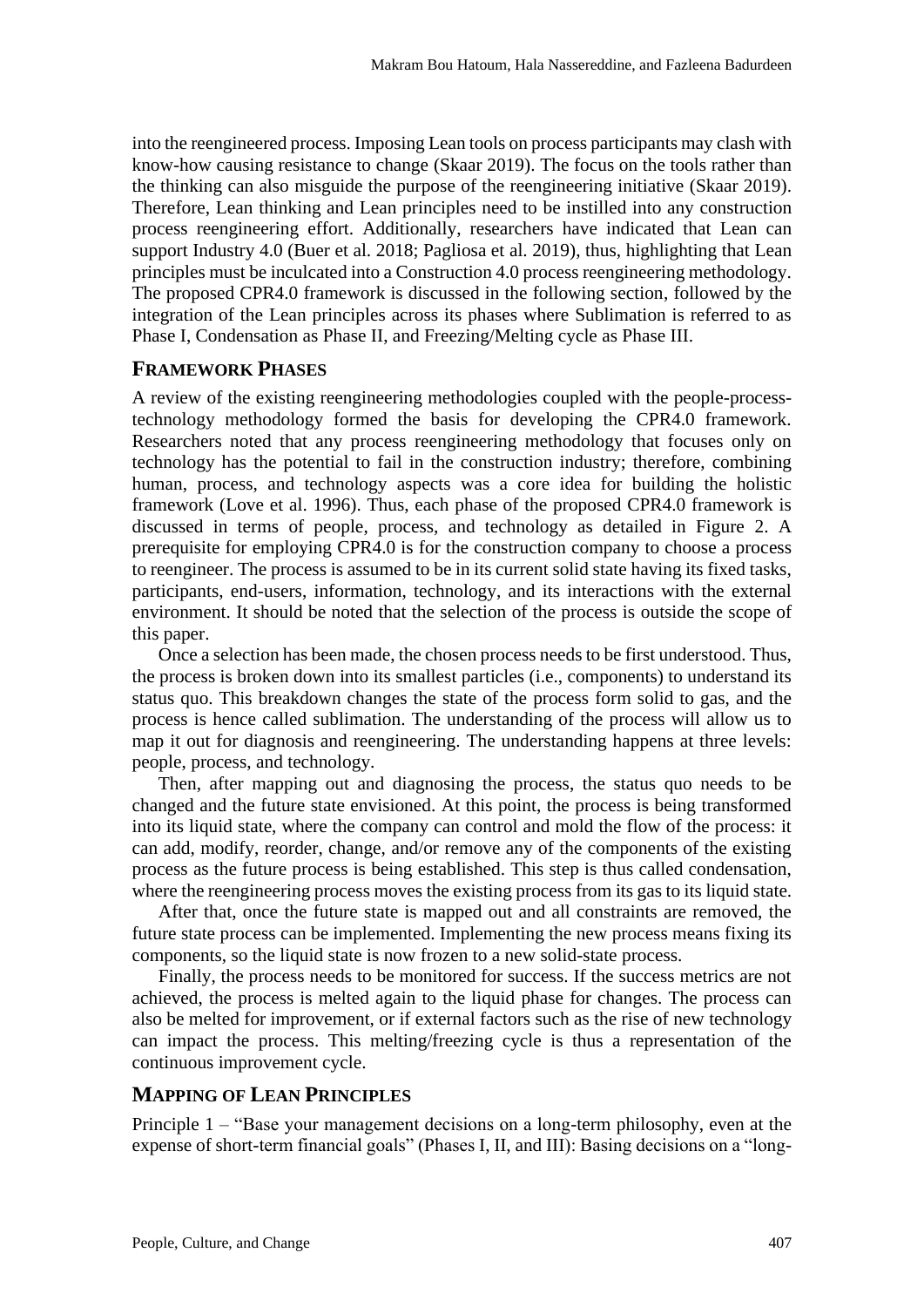into the reengineered process. Imposing Lean tools on process participants may clash with know-how causing resistance to change (Skaar 2019). The focus on the tools rather than the thinking can also misguide the purpose of the reengineering initiative (Skaar 2019). Therefore, Lean thinking and Lean principles need to be instilled into any construction process reengineering effort. Additionally, researchers have indicated that Lean can support Industry 4.0 (Buer et al. 2018; Pagliosa et al. 2019), thus, highlighting that Lean principles must be inculcated into a Construction 4.0 process reengineering methodology. The proposed CPR4.0 framework is discussed in the following section, followed by the integration of the Lean principles across its phases where Sublimation is referred to as Phase I, Condensation as Phase II, and Freezing/Melting cycle as Phase III.

## FRAMEWORK PHASES

A review of the existing reengineering methodologies coupled with the people-process-technology methodology formed the basis for developing the CPR4.0 framework. Researchers noted that any process reengineering methodology that focuses only on technology has the potential to fail in the construction industry; therefore, combining human, process, and technology aspects was a core idea for building the holistic framework (Love et al. 1996). Thus, each phase of the proposed CPR4.0 framework is discussed in terms of people, process, and technology as detailed in Figure 2. A prerequisite for employing CPR4.0 is for the construction company to choose a process to reengineer. The process is assumed to be in its current solid state having its fixed tasks, participants, end-users, information, technology, and its interactions with the external environment. It should be noted that the selection of the process is outside the scope of this paper.

Once a selection has been made, the chosen process needs to be first understood. Thus, the process is broken down into its smallest particles (i.e., components) to understand its status quo. This breakdown changes the state of the process form solid to gas, and the process is hence called sublimation. The understanding of the process will allow us to map it out for diagnosis and reengineering. The understanding happens at three levels: people, process, and technology.

Then, after mapping out and diagnosing the process, the status quo needs to be changed and the future state envisioned. At this point, the process is being transformed into its liquid state, where the company can control and mold the flow of the process: it can add, modify, reorder, change, and/or remove any of the components of the existing process as the future process is being established. This step is thus called condensation, where the reengineering process moves the existing process from its gas to its liquid state.

After that, once the future state is mapped out and all constraints are removed, the future state process can be implemented. Implementing the new process means fixing its components, so the liquid state is now frozen to a new solid-state process.

Finally, the process needs to be monitored for success. If the success metrics are not achieved, the process is melted again to the liquid phase for changes. The process can also be melted for improvement, or if external factors such as the rise of new technology can impact the process. This melting/freezing cycle is thus a representation of the continuous improvement cycle.

## MAPPING OF LEAN PRINCIPLES

Principle 1 – "Base your management decisions on a long-term philosophy, even at the expense of short-term financial goals" (Phases I, II, and III): Basing decisions on a "long-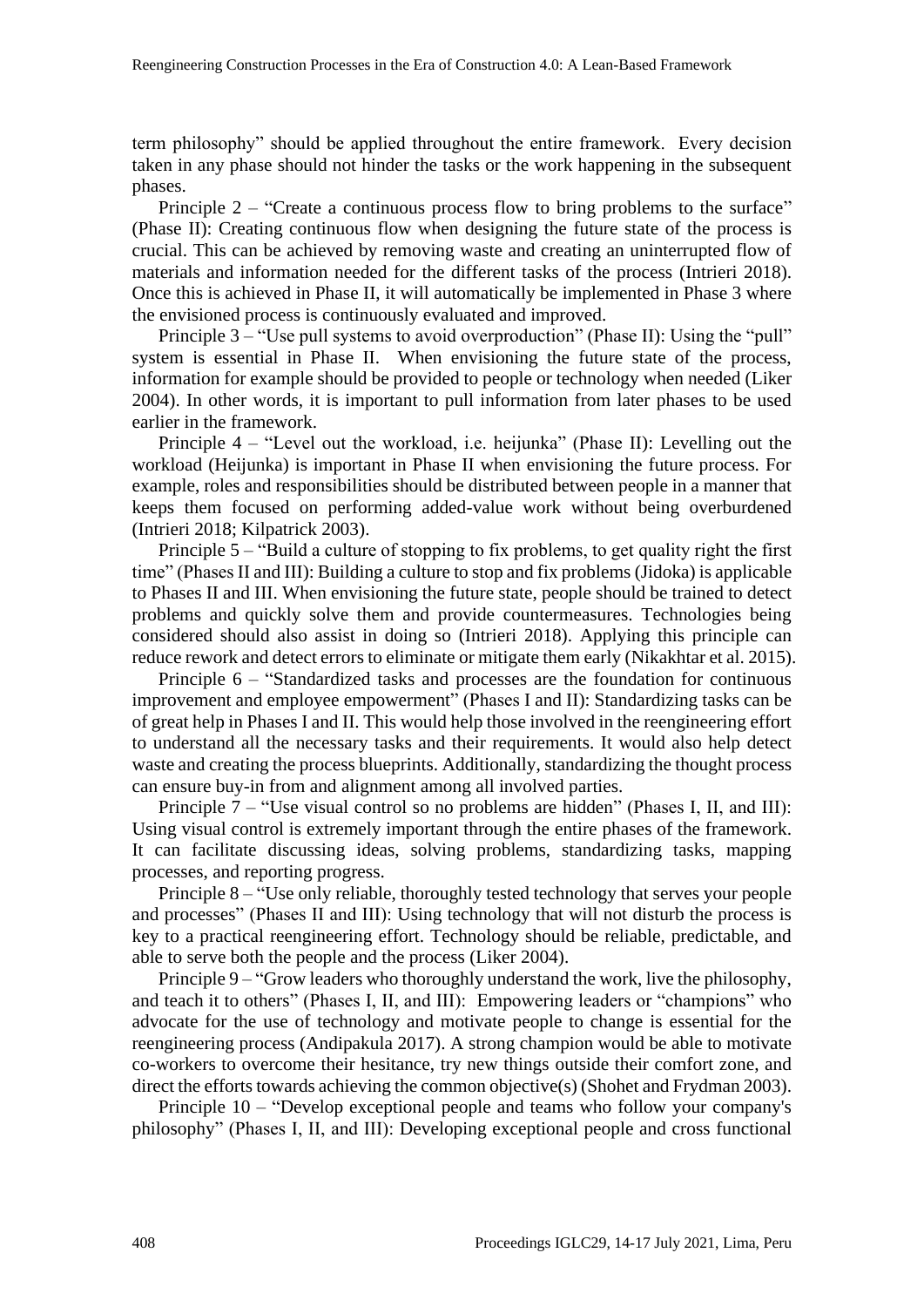term philosophy" should be applied throughout the entire framework. Every decision taken in any phase should not hinder the tasks or the work happening in the subsequent phases.

Principle 2 – "Create a continuous process flow to bring problems to the surface" (Phase II): Creating continuous flow when designing the future state of the process is crucial. This can be achieved by removing waste and creating an uninterrupted flow of materials and information needed for the different tasks of the process (Intrieri 2018). Once this is achieved in Phase II, it will automatically be implemented in Phase 3 where the envisioned process is continuously evaluated and improved.

Principle 3 – "Use pull systems to avoid overproduction" (Phase II): Using the "pull" system is essential in Phase II. When envisioning the future state of the process, information for example should be provided to people or technology when needed (Liker 2004). In other words, it is important to pull information from later phases to be used earlier in the framework.

Principle 4 – "Level out the workload, i.e. heijunka" (Phase II): Levelling out the workload (Heijunka) is important in Phase II when envisioning the future process. For example, roles and responsibilities should be distributed between people in a manner that keeps them focused on performing added-value work without being overburdened (Intrieri 2018; Kilpatrick 2003).

Principle 5 – "Build a culture of stopping to fix problems, to get quality right the first time" (Phases II and III): Building a culture to stop and fix problems (Jidoka) is applicable to Phases II and III. When envisioning the future state, people should be trained to detect problems and quickly solve them and provide countermeasures. Technologies being considered should also assist in doing so (Intrieri 2018). Applying this principle can reduce rework and detect errors to eliminate or mitigate them early (Nikakhtar et al. 2015).

Principle 6 – "Standardized tasks and processes are the foundation for continuous improvement and employee empowerment" (Phases I and II): Standardizing tasks can be of great help in Phases I and II. This would help those involved in the reengineering effort to understand all the necessary tasks and their requirements. It would also help detect waste and creating the process blueprints. Additionally, standardizing the thought process can ensure buy-in from and alignment among all involved parties.

Principle 7 – "Use visual control so no problems are hidden" (Phases I, II, and III): Using visual control is extremely important through the entire phases of the framework. It can facilitate discussing ideas, solving problems, standardizing tasks, mapping processes, and reporting progress.

Principle 8 – "Use only reliable, thoroughly tested technology that serves your people and processes" (Phases II and III): Using technology that will not disturb the process is key to a practical reengineering effort. Technology should be reliable, predictable, and able to serve both the people and the process (Liker 2004).

Principle 9 – "Grow leaders who thoroughly understand the work, live the philosophy, and teach it to others" (Phases I, II, and III): Empowering leaders or "champions" who advocate for the use of technology and motivate people to change is essential for the reengineering process (Andipakula 2017). A strong champion would be able to motivate co-workers to overcome their hesitance, try new things outside their comfort zone, and direct the efforts towards achieving the common objective(s) (Shohet and Frydman 2003).

Principle 10 – "Develop exceptional people and teams who follow your company's philosophy" (Phases I, II, and III): Developing exceptional people and cross functional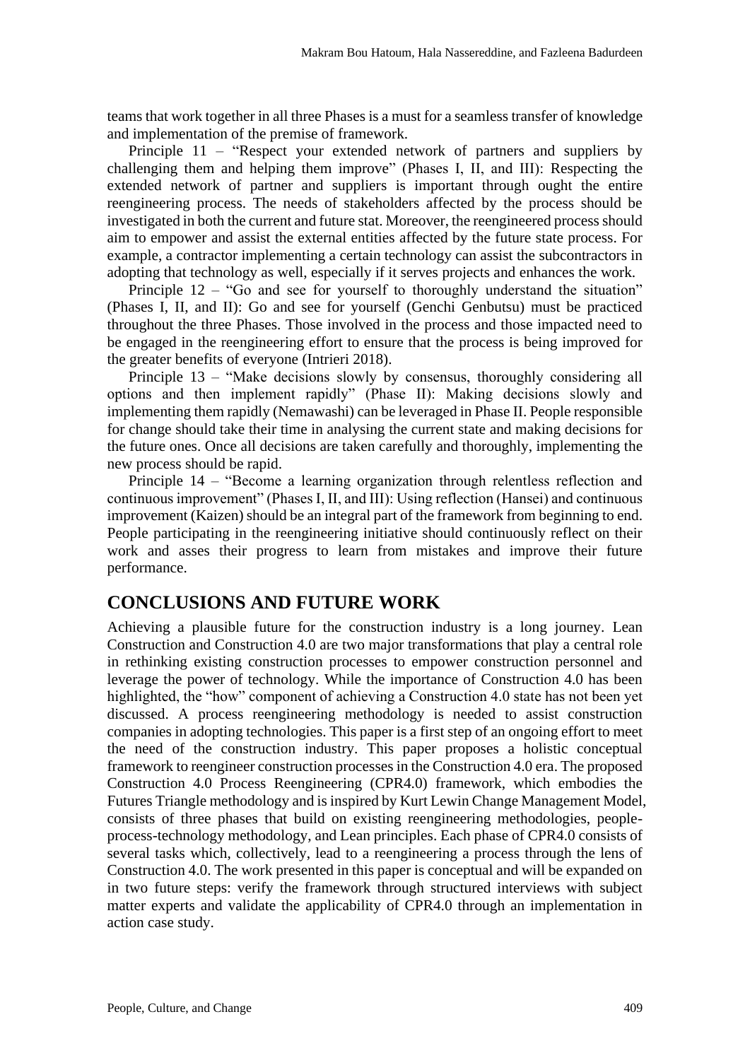teams that work together in all three Phases is a must for a seamless transfer of knowledge and implementation of the premise of framework.

Principle 11 – "Respect your extended network of partners and suppliers by challenging them and helping them improve" (Phases I, II, and III): Respecting the extended network of partner and suppliers is important through ought the entire reengineering process. The needs of stakeholders affected by the process should be investigated in both the current and future stat. Moreover, the reengineered process should aim to empower and assist the external entities affected by the future state process. For example, a contractor implementing a certain technology can assist the subcontractors in adopting that technology as well, especially if it serves projects and enhances the work.

Principle 12 – "Go and see for yourself to thoroughly understand the situation" (Phases I, II, and II): Go and see for yourself (Genchi Genbutsu) must be practiced throughout the three Phases. Those involved in the process and those impacted need to be engaged in the reengineering effort to ensure that the process is being improved for the greater benefits of everyone (Intrieri 2018).

Principle 13 – "Make decisions slowly by consensus, thoroughly considering all options and then implement rapidly" (Phase II): Making decisions slowly and implementing them rapidly (Nemawashi) can be leveraged in Phase II. People responsible for change should take their time in analysing the current state and making decisions for the future ones. Once all decisions are taken carefully and thoroughly, implementing the new process should be rapid.

Principle 14 – "Become a learning organization through relentless reflection and continuous improvement" (Phases I, II, and III): Using reflection (Hansei) and continuous improvement (Kaizen) should be an integral part of the framework from beginning to end. People participating in the reengineering initiative should continuously reflect on their work and asses their progress to learn from mistakes and improve their future performance.

## CONCLUSIONS AND FUTURE WORK

Achieving a plausible future for the construction industry is a long journey. Lean Construction and Construction 4.0 are two major transformations that play a central role in rethinking existing construction processes to empower construction personnel and leverage the power of technology. While the importance of Construction 4.0 has been highlighted, the "how" component of achieving a Construction 4.0 state has not been yet discussed. A process reengineering methodology is needed to assist construction companies in adopting technologies. This paper is a first step of an ongoing effort to meet the need of the construction industry. This paper proposes a holistic conceptual framework to reengineer construction processes in the Construction 4.0 era. The proposed Construction 4.0 Process Reengineering (CPR4.0) framework, which embodies the Futures Triangle methodology and is inspired by Kurt Lewin Change Management Model, consists of three phases that build on existing reengineering methodologies, people-process-technology methodology, and Lean principles. Each phase of CPR4.0 consists of several tasks which, collectively, lead to a reengineering a process through the lens of Construction 4.0. The work presented in this paper is conceptual and will be expanded on in two future steps: verify the framework through structured interviews with subject matter experts and validate the applicability of CPR4.0 through an implementation in action case study.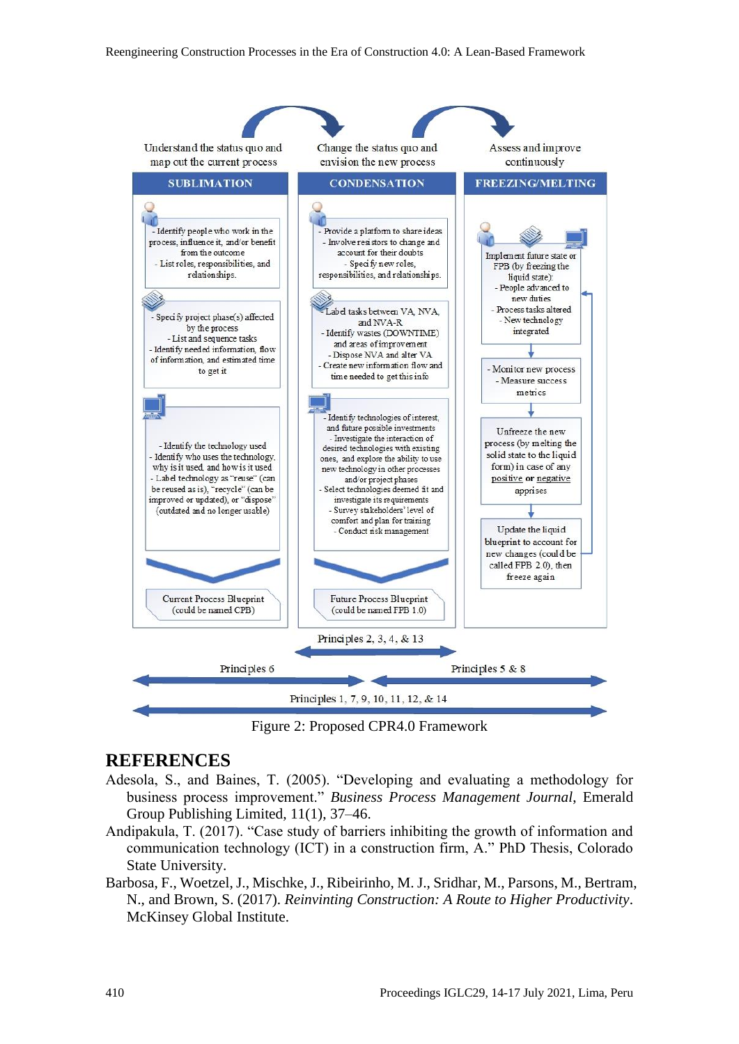Understand the status quo and map out the current process

Change the status quo and envision the new process

Assess and improve continuously

**SUBLIMATION**

- Identify people who work in the process, influence it, and/or benefit from the outcome
- List roles, responsibilities, and relationships.

- Specify project phase(s) affected by the process
- List and sequence tasks
- Identify needed information, flow of information, and estimated time to get it

- Identify the technology used
- Identify who uses the technology, why is it used, and how is it used
- Label technology as "reuse" (can be reused as is), "recycle" (can be improved or updated), or "dispose" (outdated and no longer usable)

Current Process Blueprint (could be named CPB)

**CONDENSATION**

- Provide a platform to share ideas
- Involve resistors to change and account for their doubts
- Specify new roles, responsibilities, and relationships.

- Label tasks between VA, NVA, and NVA-R
- Identify wastes (DOWNTIME) and areas of improvement
- Dispose NVA and alter VA
- Create new information flow and time needed to get this info

- Identify technologies of interest, and future possible investments
- Investigate the interaction of desired technologies with existing ones, and explore the ability to use new technology in other processes and/or project phases
- Select technologies deemed fit and investigate its requirements
- Survey stakeholders' level of comfort and plan for training
- Conduct risk management

Future Process Blueprint (could be named FPB 1.0)

**FREEZING/MELTING**

Implement future state or FPB (by freezing the liquid state):
- People advanced to new duties
- Process tasks altered
- New technology integrated

- Monitor new process
- Measure success metrics

Unfreeze the new process (by melting the solid state to the liquid form) in case of any positive or negative apprises

Update the liquid blueprint to account for new changes (could be called FPB 2.0), then freeze again

Principles 2, 3, 4, & 13

Principles 6

Principles 5 & 8

Principles 1, 7, 9, 10, 11, 12, & 14

Figure 2: Proposed CPR4.0 Framework

# REFERENCES

Adesola, S., and Baines, T. (2005). "Developing and evaluating a methodology for business process improvement." *Business Process Management Journal*, Emerald Group Publishing Limited, 11(1), 37–46.

Andipakula, T. (2017). "Case study of barriers inhibiting the growth of information and communication technology (ICT) in a construction firm, A." PhD Thesis, Colorado State University.

Barbosa, F., Woetzel, J., Mischke, J., Ribeirinho, M. J., Sridhar, M., Parsons, M., Bertram, N., and Brown, S. (2017). *Reinventing Construction: A Route to Higher Productivity*. McKinsey Global Institute.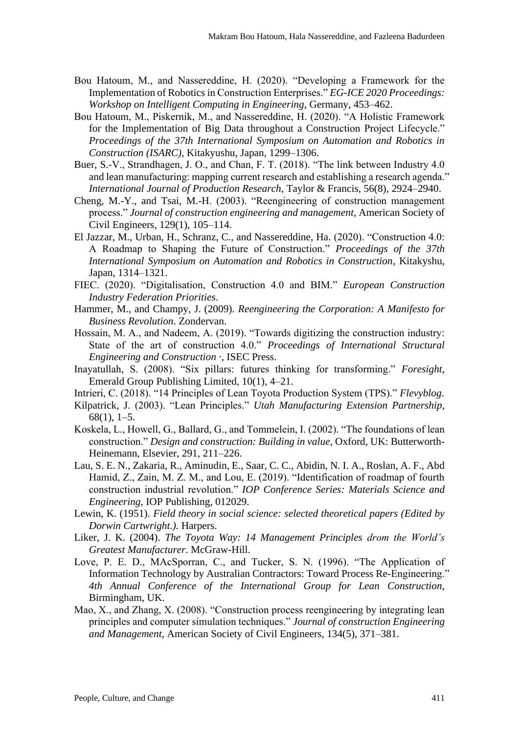Bou Hatoum, M., and Nassereddine, H. (2020). "Developing a Framework for the Implementation of Robotics in Construction Enterprises." *EG-ICE 2020 Proceedings: Workshop on Intelligent Computing in Engineering*, Germany, 453–462.

Bou Hatoum, M., Piskernik, M., and Nassereddine, H. (2020). "A Holistic Framework for the Implementation of Big Data throughout a Construction Project Lifecycle." *Proceedings of the 37th International Symposium on Automation and Robotics in Construction (ISARC)*, Kitakyushu, Japan, 1299–1306.

Buer, S.-V., Strandhagen, J. O., and Chan, F. T. (2018). "The link between Industry 4.0 and lean manufacturing: mapping current research and establishing a research agenda." *International Journal of Production Research*, Taylor & Francis, 56(8), 2924–2940.

Cheng, M.-Y., and Tsai, M.-H. (2003). "Reengineering of construction management process." *Journal of construction engineering and management*, American Society of Civil Engineers, 129(1), 105–114.

El Jazzar, M., Urban, H., Schranz, C., and Nassereddine, Ha. (2020). "Construction 4.0: A Roadmap to Shaping the Future of Construction." *Proceedings of the 37th International Symposium on Automation and Robotics in Construction*, Kitakyshu, Japan, 1314–1321.

FIEC. (2020). "Digitalisation, Construction 4.0 and BIM." *European Construction Industry Federation Priorities*.

Hammer, M., and Champy, J. (2009). *Reengineering the Corporation: A Manifesto for Business Revolution*. Zondervan.

Hossain, M. A., and Nadeem, A. (2019). "Towards digitizing the construction industry: State of the art of construction 4.0." *Proceedings of International Structural Engineering and Construction ·*, ISEC Press.

Inayatullah, S. (2008). "Six pillars: futures thinking for transforming." *Foresight*, Emerald Group Publishing Limited, 10(1), 4–21.

Intrieri, C. (2018). "14 Principles of Lean Toyota Production System (TPS)." *Flevyblog*.

Kilpatrick, J. (2003). "Lean Principles." *Utah Manufacturing Extension Partnership*, 68(1), 1–5.

Koskela, L., Howell, G., Ballard, G., and Tommelein, I. (2002). "The foundations of lean construction." *Design and construction: Building in value*, Oxford, UK: Butterworth-Heinemann, Elsevier, 291, 211–226.

Lau, S. E. N., Zakaria, R., Aminudin, E., Saar, C. C., Abidin, N. I. A., Roslan, A. F., Abd Hamid, Z., Zain, M. Z. M., and Lou, E. (2019). "Identification of roadmap of fourth construction industrial revolution." *IOP Conference Series: Materials Science and Engineering*, IOP Publishing, 012029.

Lewin, K. (1951). *Field theory in social science: selected theoretical papers (Edited by Dorwin Cartwright.).* Harpers.

Liker, J. K. (2004). *The Toyota Way: 14 Management Principles drom the World's Greatest Manufacturer*. McGraw-Hill.

Love, P. E. D., MAcSporran, C., and Tucker, S. N. (1996). "The Application of Information Technology by Australian Contractors: Toward Process Re-Engineering." *4th Annual Conference of the International Group for Lean Construction*, Birmingham, UK.

Mao, X., and Zhang, X. (2008). "Construction process reengineering by integrating lean principles and computer simulation techniques." *Journal of construction Engineering and Management*, American Society of Civil Engineers, 134(5), 371–381.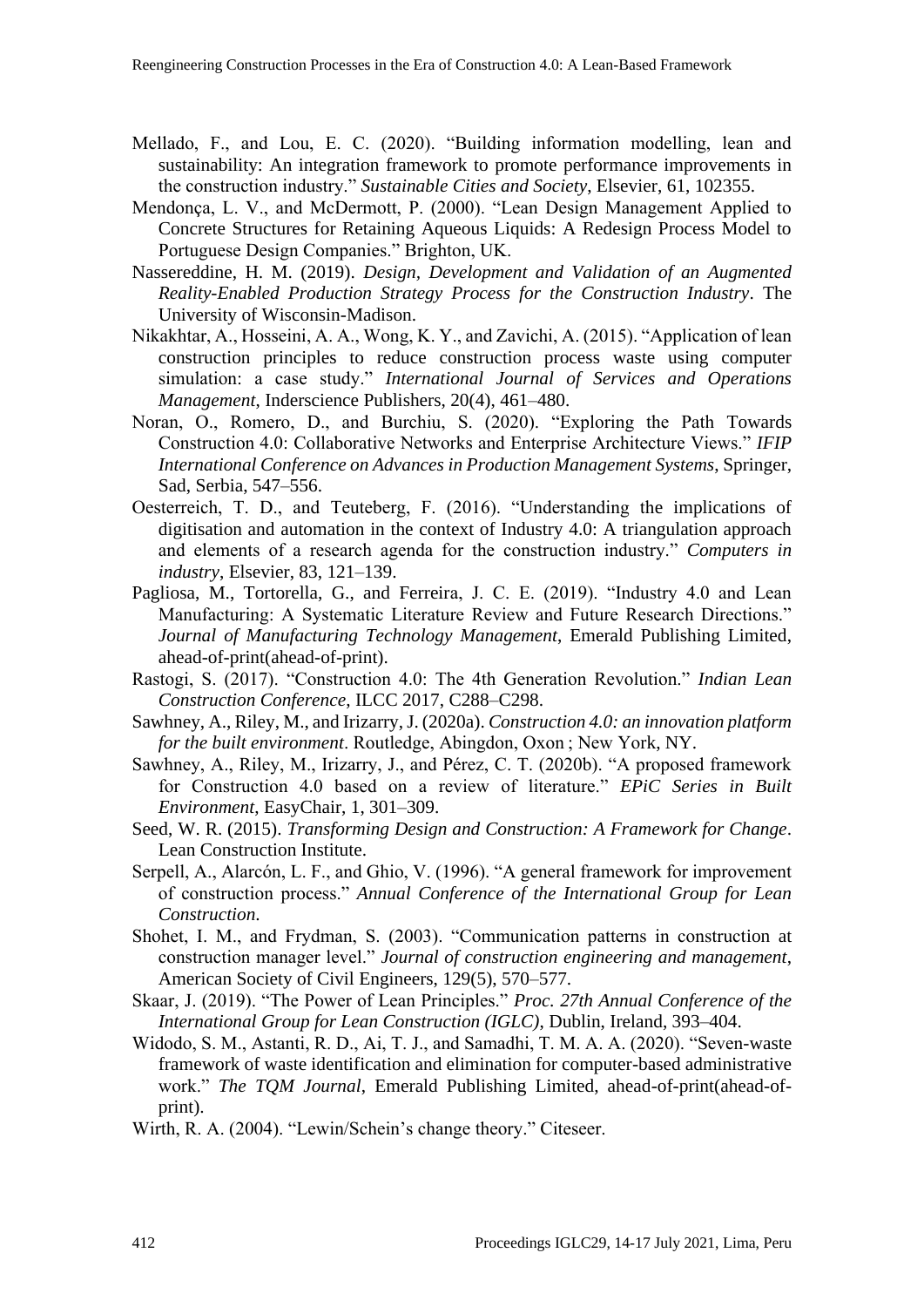Mellado, F., and Lou, E. C. (2020). "Building information modelling, lean and sustainability: An integration framework to promote performance improvements in the construction industry." *Sustainable Cities and Society*, Elsevier, 61, 102355.

Mendonça, L. V., and McDermott, P. (2000). "Lean Design Management Applied to Concrete Structures for Retaining Aqueous Liquids: A Redesign Process Model to Portuguese Design Companies." Brighton, UK.

Nassereddine, H. M. (2019). *Design, Development and Validation of an Augmented Reality-Enabled Production Strategy Process for the Construction Industry*. The University of Wisconsin-Madison.

Nikakhtar, A., Hosseini, A. A., Wong, K. Y., and Zavichi, A. (2015). "Application of lean construction principles to reduce construction process waste using computer simulation: a case study." *International Journal of Services and Operations Management*, Inderscience Publishers, 20(4), 461–480.

Noran, O., Romero, D., and Burchiu, S. (2020). "Exploring the Path Towards Construction 4.0: Collaborative Networks and Enterprise Architecture Views." *IFIP International Conference on Advances in Production Management Systems*, Springer, Sad, Serbia, 547–556.

Oesterreich, T. D., and Teuteberg, F. (2016). "Understanding the implications of digitisation and automation in the context of Industry 4.0: A triangulation approach and elements of a research agenda for the construction industry." *Computers in industry*, Elsevier, 83, 121–139.

Pagliosa, M., Tortorella, G., and Ferreira, J. C. E. (2019). "Industry 4.0 and Lean Manufacturing: A Systematic Literature Review and Future Research Directions." *Journal of Manufacturing Technology Management*, Emerald Publishing Limited, ahead-of-print(ahead-of-print).

Rastogi, S. (2017). "Construction 4.0: The 4th Generation Revolution." *Indian Lean Construction Conference*, ILCC 2017, C288–C298.

Sawhney, A., Riley, M., and Irizarry, J. (2020a). *Construction 4.0: an innovation platform for the built environment*. Routledge, Abingdon, Oxon ; New York, NY.

Sawhney, A., Riley, M., Irizarry, J., and Pérez, C. T. (2020b). "A proposed framework for Construction 4.0 based on a review of literature." *EPiC Series in Built Environment*, EasyChair, 1, 301–309.

Seed, W. R. (2015). *Transforming Design and Construction: A Framework for Change*. Lean Construction Institute.

Serpell, A., Alarcón, L. F., and Ghio, V. (1996). "A general framework for improvement of construction process." *Annual Conference of the International Group for Lean Construction*.

Shohet, I. M., and Frydman, S. (2003). "Communication patterns in construction at construction manager level." *Journal of construction engineering and management*, American Society of Civil Engineers, 129(5), 570–577.

Skaar, J. (2019). "The Power of Lean Principles." *Proc. 27th Annual Conference of the International Group for Lean Construction (IGLC)*, Dublin, Ireland, 393–404.

Widodo, S. M., Astanti, R. D., Ai, T. J., and Samadhi, T. M. A. A. (2020). "Seven-waste framework of waste identification and elimination for computer-based administrative work." *The TQM Journal*, Emerald Publishing Limited, ahead-of-print(ahead-of-print).

Wirth, R. A. (2004). "Lewin/Schein's change theory." Citeseer.